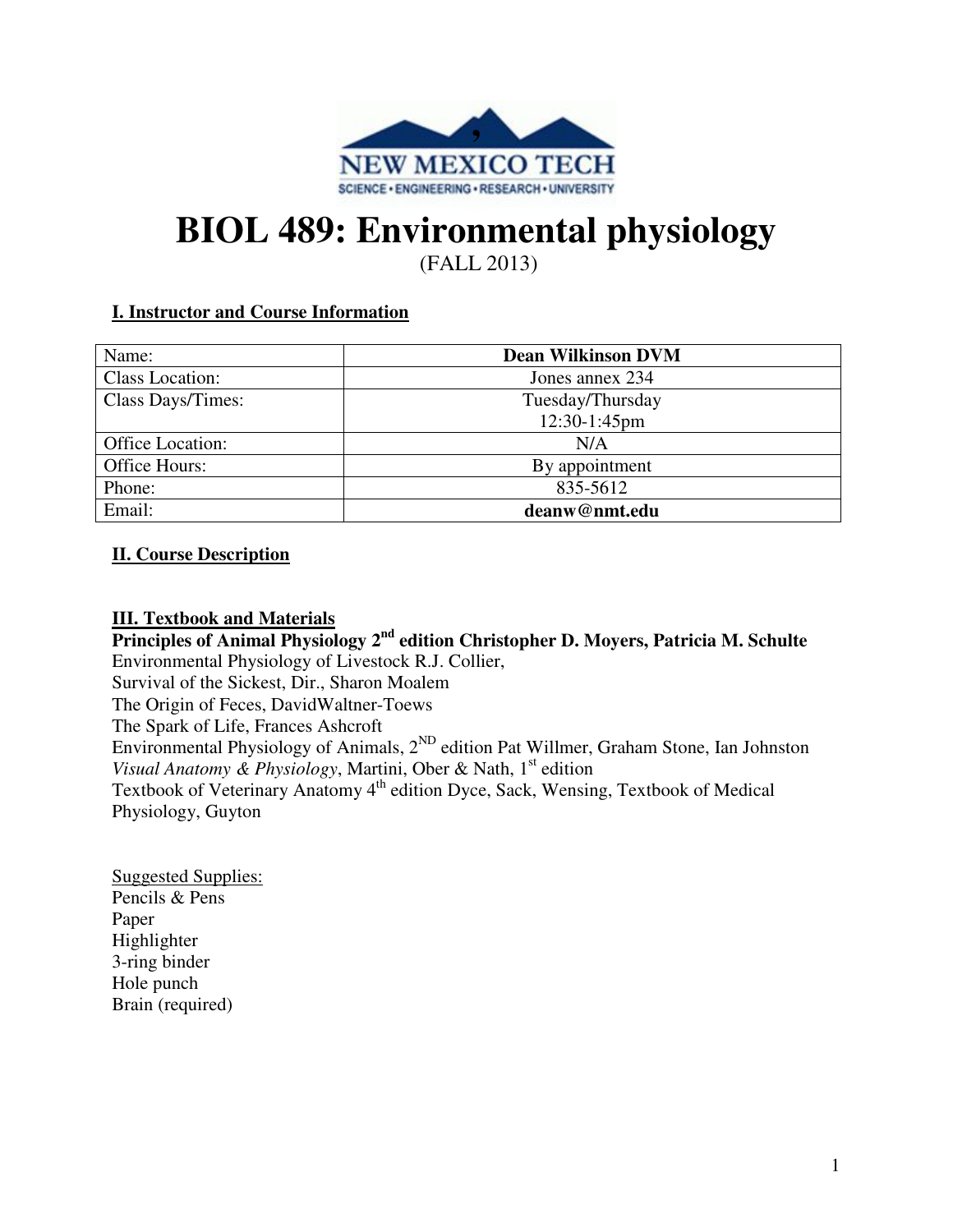# BIOL 489: Environmental physiology

(FALL 2013)

## I. Instructor and Course Information

| Name: | **Dean Wilkinson DVM** |
|---|---|
| Class Location: | Jones annex 234 |
| Class Days/Times: | Tuesday/Thursday 12:30-1:45pm |
| Office Location: | N/A |
| Office Hours: | By appointment |
| Phone: | 835-5612 |
| Email: | **deanw@nmt.edu** |

## II. Course Description

## III. Textbook and Materials

**Principles of Animal Physiology 2nd edition Christopher D. Moyers, Patricia M. Schulte**
Environmental Physiology of Livestock R.J. Collier,
Survival of the Sickest, Dir., Sharon Moalem
The Origin of Feces, DavidWaltner-Toews
The Spark of Life, Frances Ashcroft
Environmental Physiology of Animals, 2ND edition Pat Willmer, Graham Stone, Ian Johnston
*Visual Anatomy & Physiology*, Martini, Ober & Nath, 1st edition
Textbook of Veterinary Anatomy 4th edition Dyce, Sack, Wensing, Textbook of Medical Physiology, Guyton

Suggested Supplies:
Pencils & Pens
Paper
Highlighter
3-ring binder
Hole punch
Brain (required)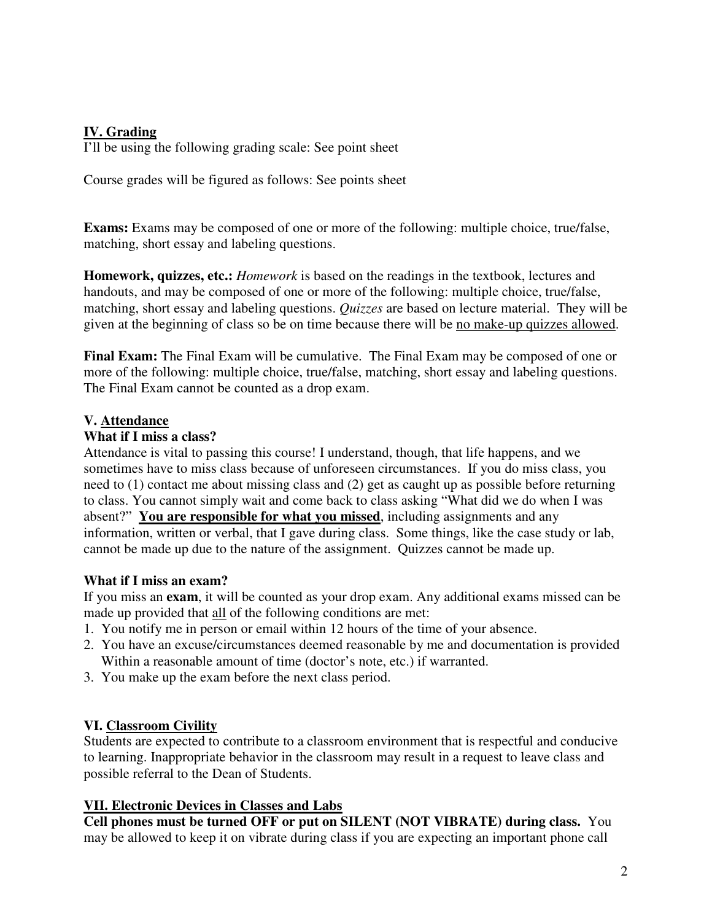## IV. Grading

I'll be using the following grading scale: See point sheet

Course grades will be figured as follows: See points sheet

**Exams:** Exams may be composed of one or more of the following: multiple choice, true/false, matching, short essay and labeling questions.

**Homework, quizzes, etc.:** *Homework* is based on the readings in the textbook, lectures and handouts, and may be composed of one or more of the following: multiple choice, true/false, matching, short essay and labeling questions. *Quizzes* are based on lecture material. They will be given at the beginning of class so be on time because there will be <u>no make-up quizzes allowed</u>.

**Final Exam:** The Final Exam will be cumulative. The Final Exam may be composed of one or more of the following: multiple choice, true/false, matching, short essay and labeling questions. The Final Exam cannot be counted as a drop exam.

## V. Attendance

**What if I miss a class?**

Attendance is vital to passing this course! I understand, though, that life happens, and we sometimes have to miss class because of unforeseen circumstances. If you do miss class, you need to (1) contact me about missing class and (2) get as caught up as possible before returning to class. You cannot simply wait and come back to class asking "What did we do when I was absent?" **<u>You are responsible for what you missed</u>**, including assignments and any information, written or verbal, that I gave during class. Some things, like the case study or lab, cannot be made up due to the nature of the assignment. Quizzes cannot be made up.

**What if I miss an exam?**

If you miss an **exam**, it will be counted as your drop exam. Any additional exams missed can be made up provided that <u>all</u> of the following conditions are met:

1. You notify me in person or email within 12 hours of the time of your absence.
2. You have an excuse/circumstances deemed reasonable by me and documentation is provided Within a reasonable amount of time (doctor's note, etc.) if warranted.
3. You make up the exam before the next class period.

## VI. Classroom Civility

Students are expected to contribute to a classroom environment that is respectful and conducive to learning. Inappropriate behavior in the classroom may result in a request to leave class and possible referral to the Dean of Students.

## VII. Electronic Devices in Classes and Labs

**Cell phones must be turned OFF or put on SILENT (NOT VIBRATE) during class.** You may be allowed to keep it on vibrate during class if you are expecting an important phone call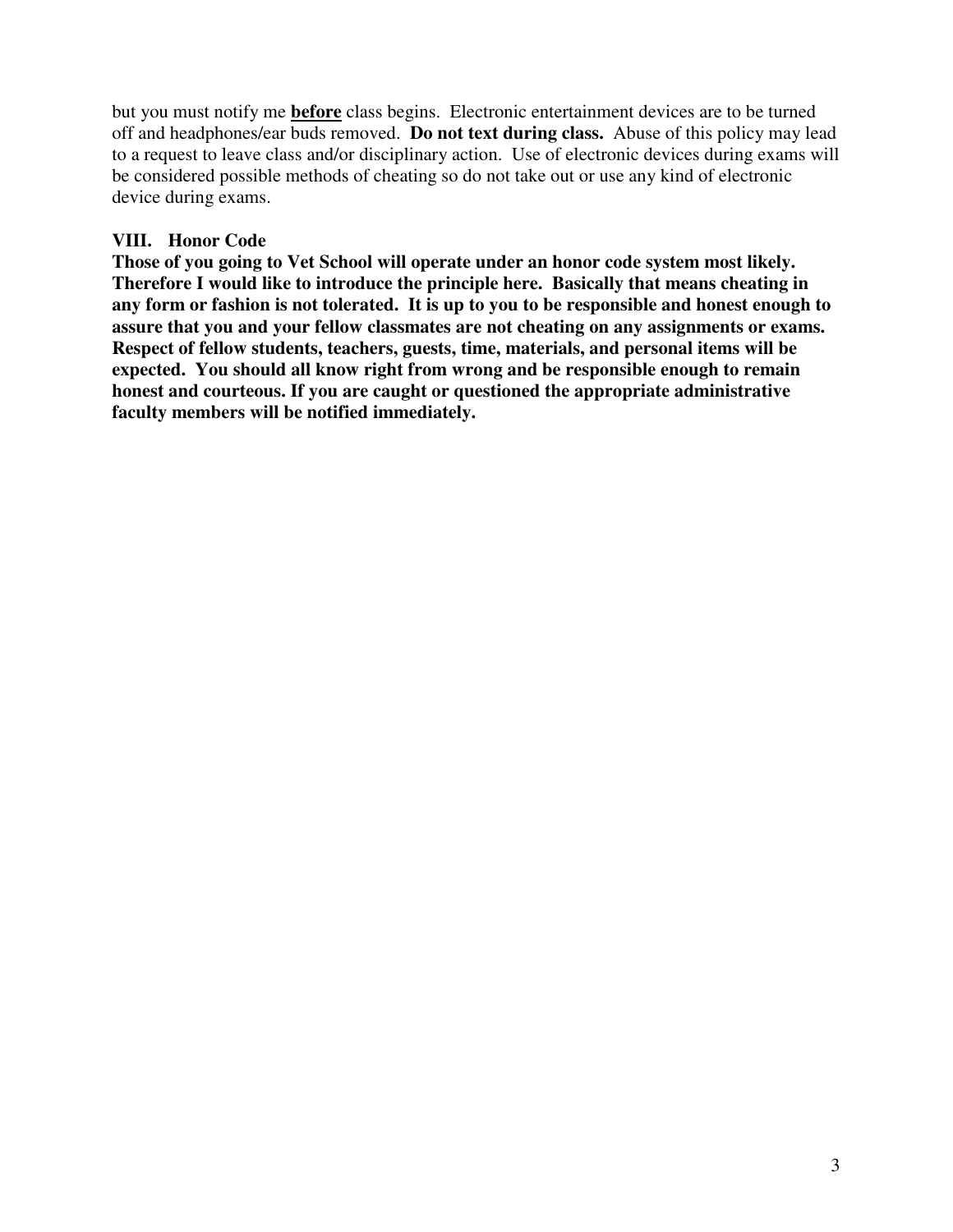but you must notify me **<u>before</u>** class begins. Electronic entertainment devices are to be turned off and headphones/ear buds removed. **Do not text during class.** Abuse of this policy may lead to a request to leave class and/or disciplinary action. Use of electronic devices during exams will be considered possible methods of cheating so do not take out or use any kind of electronic device during exams.

## VIII. Honor Code

**Those of you going to Vet School will operate under an honor code system most likely. Therefore I would like to introduce the principle here. Basically that means cheating in any form or fashion is not tolerated. It is up to you to be responsible and honest enough to assure that you and your fellow classmates are not cheating on any assignments or exams. Respect of fellow students, teachers, guests, time, materials, and personal items will be expected. You should all know right from wrong and be responsible enough to remain honest and courteous. If you are caught or questioned the appropriate administrative faculty members will be notified immediately.**